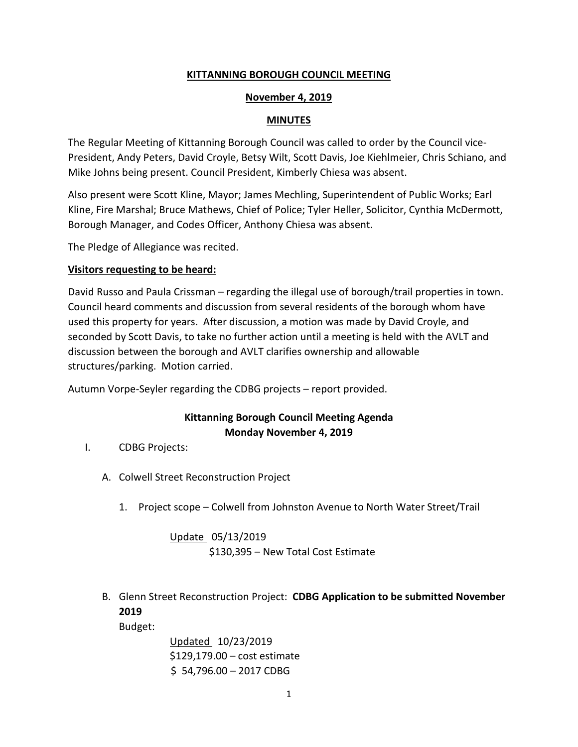**KITTANNING BOROUGH COUNCIL MEETING**

**November 4, 2019**

**MINUTES**

The Regular Meeting of Kittanning Borough Council was called to order by the Council vice-President, Andy Peters, David Croyle, Betsy Wilt, Scott Davis, Joe Kiehlmeier, Chris Schiano, and Mike Johns being present. Council President, Kimberly Chiesa was absent.

Also present were Scott Kline, Mayor; James Mechling, Superintendent of Public Works; Earl Kline, Fire Marshal; Bruce Mathews, Chief of Police; Tyler Heller, Solicitor, Cynthia McDermott, Borough Manager, and Codes Officer, Anthony Chiesa was absent.

The Pledge of Allegiance was recited.

**Visitors requesting to be heard:**

David Russo and Paula Crissman – regarding the illegal use of borough/trail properties in town. Council heard comments and discussion from several residents of the borough whom have used this property for years. After discussion, a motion was made by David Croyle, and seconded by Scott Davis, to take no further action until a meeting is held with the AVLT and discussion between the borough and AVLT clarifies ownership and allowable structures/parking. Motion carried.

Autumn Vorpe-Seyler regarding the CDBG projects – report provided.

**Kittanning Borough Council Meeting Agenda**
**Monday November 4, 2019**

I. CDBG Projects:

A. Colwell Street Reconstruction Project

1. Project scope – Colwell from Johnston Avenue to North Water Street/Trail

Update 05/13/2019
$130,395 – New Total Cost Estimate

B. Glenn Street Reconstruction Project: **CDBG Application to be submitted November 2019**

Budget:

Updated 10/23/2019
$129,179.00 – cost estimate
$ 54,796.00 – 2017 CDBG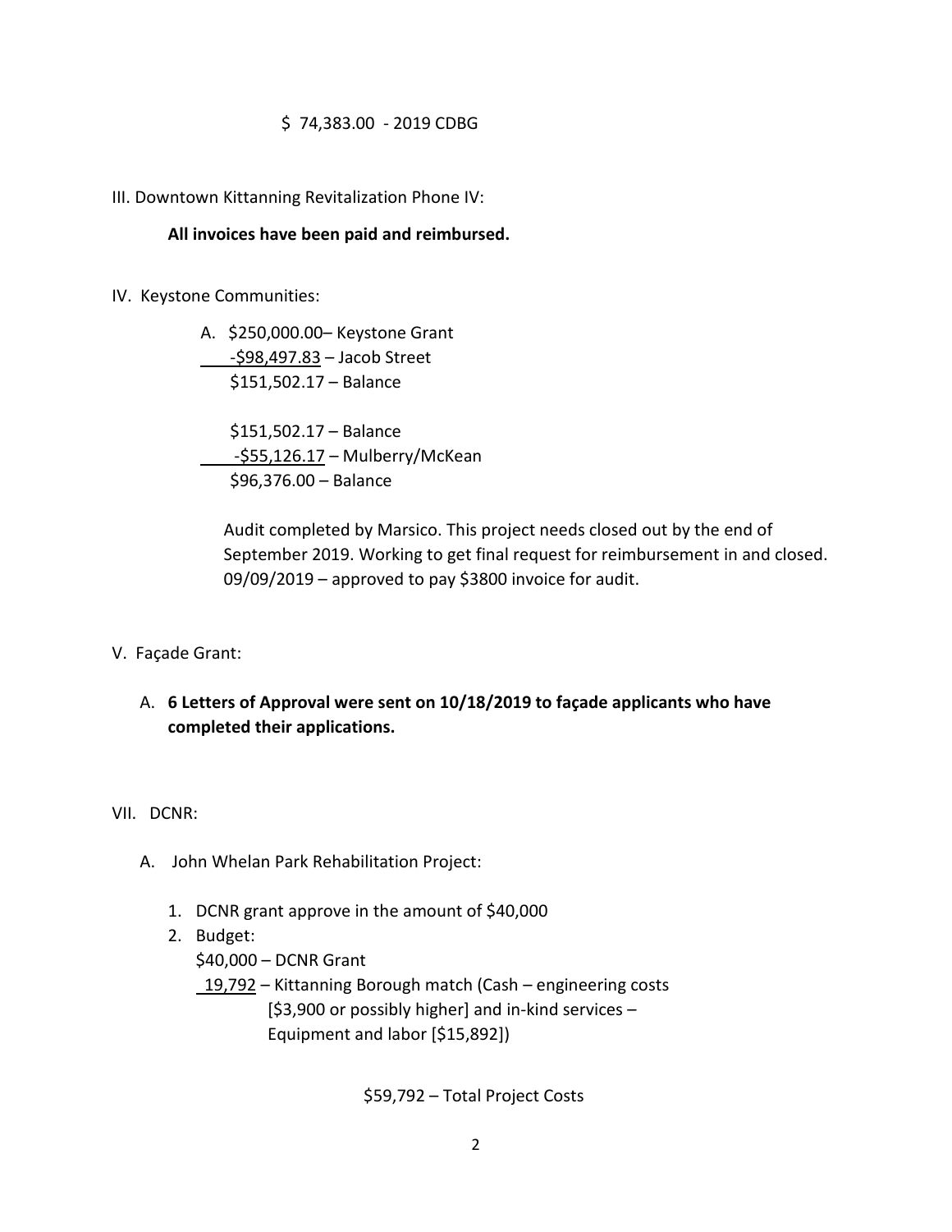$ 74,383.00 - 2019 CDBG

III. Downtown Kittanning Revitalization Phone IV:

**All invoices have been paid and reimbursed.**

IV. Keystone Communities:

A. $250,000.00– Keystone Grant
   -$98,497.83 – Jacob Street
   $151,502.17 – Balance

   $151,502.17 – Balance
   -$55,126.17 – Mulberry/McKean
   $96,376.00 – Balance

   Audit completed by Marsico. This project needs closed out by the end of September 2019. Working to get final request for reimbursement in and closed. 09/09/2019 – approved to pay $3800 invoice for audit.

V. Façade Grant:

A. **6 Letters of Approval were sent on 10/18/2019 to façade applicants who have completed their applications.**

VII. DCNR:

A. John Whelan Park Rehabilitation Project:

1. DCNR grant approve in the amount of $40,000
2. Budget:
   $40,000 – DCNR Grant
   19,792 – Kittanning Borough match (Cash – engineering costs [$3,900 or possibly higher] and in-kind services – Equipment and labor [$15,892])

   $59,792 – Total Project Costs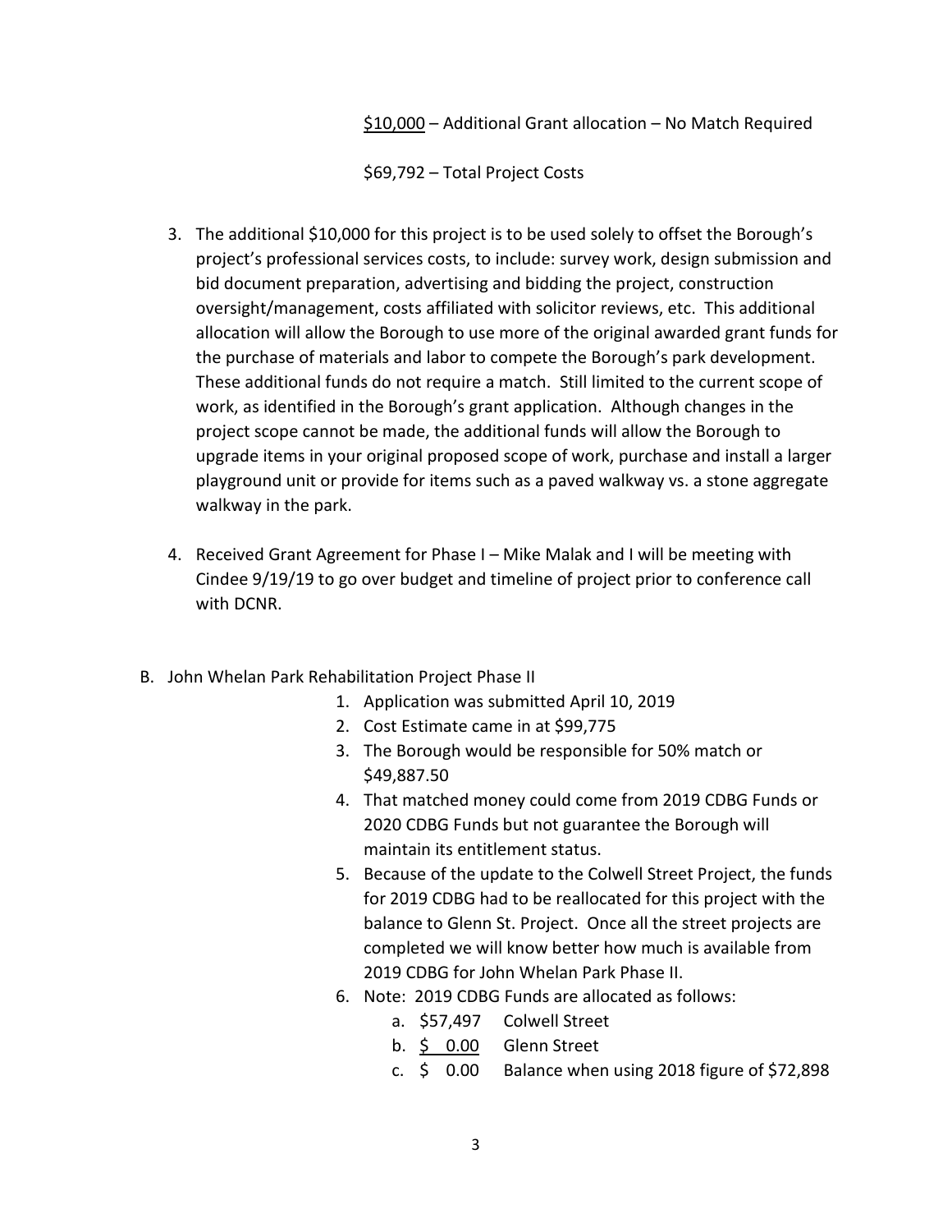$10,000 – Additional Grant allocation – No Match Required

$69,792 – Total Project Costs

3. The additional $10,000 for this project is to be used solely to offset the Borough's project's professional services costs, to include: survey work, design submission and bid document preparation, advertising and bidding the project, construction oversight/management, costs affiliated with solicitor reviews, etc. This additional allocation will allow the Borough to use more of the original awarded grant funds for the purchase of materials and labor to compete the Borough's park development. These additional funds do not require a match. Still limited to the current scope of work, as identified in the Borough's grant application. Although changes in the project scope cannot be made, the additional funds will allow the Borough to upgrade items in your original proposed scope of work, purchase and install a larger playground unit or provide for items such as a paved walkway vs. a stone aggregate walkway in the park.

4. Received Grant Agreement for Phase I – Mike Malak and I will be meeting with Cindee 9/19/19 to go over budget and timeline of project prior to conference call with DCNR.

B. John Whelan Park Rehabilitation Project Phase II

1. Application was submitted April 10, 2019
2. Cost Estimate came in at $99,775
3. The Borough would be responsible for 50% match or $49,887.50
4. That matched money could come from 2019 CDBG Funds or 2020 CDBG Funds but not guarantee the Borough will maintain its entitlement status.
5. Because of the update to the Colwell Street Project, the funds for 2019 CDBG had to be reallocated for this project with the balance to Glenn St. Project. Once all the street projects are completed we will know better how much is available from 2019 CDBG for John Whelan Park Phase II.
6. Note: 2019 CDBG Funds are allocated as follows:
   a. $57,497 Colwell Street
   b. $ 0.00 Glenn Street
   c. $ 0.00 Balance when using 2018 figure of $72,898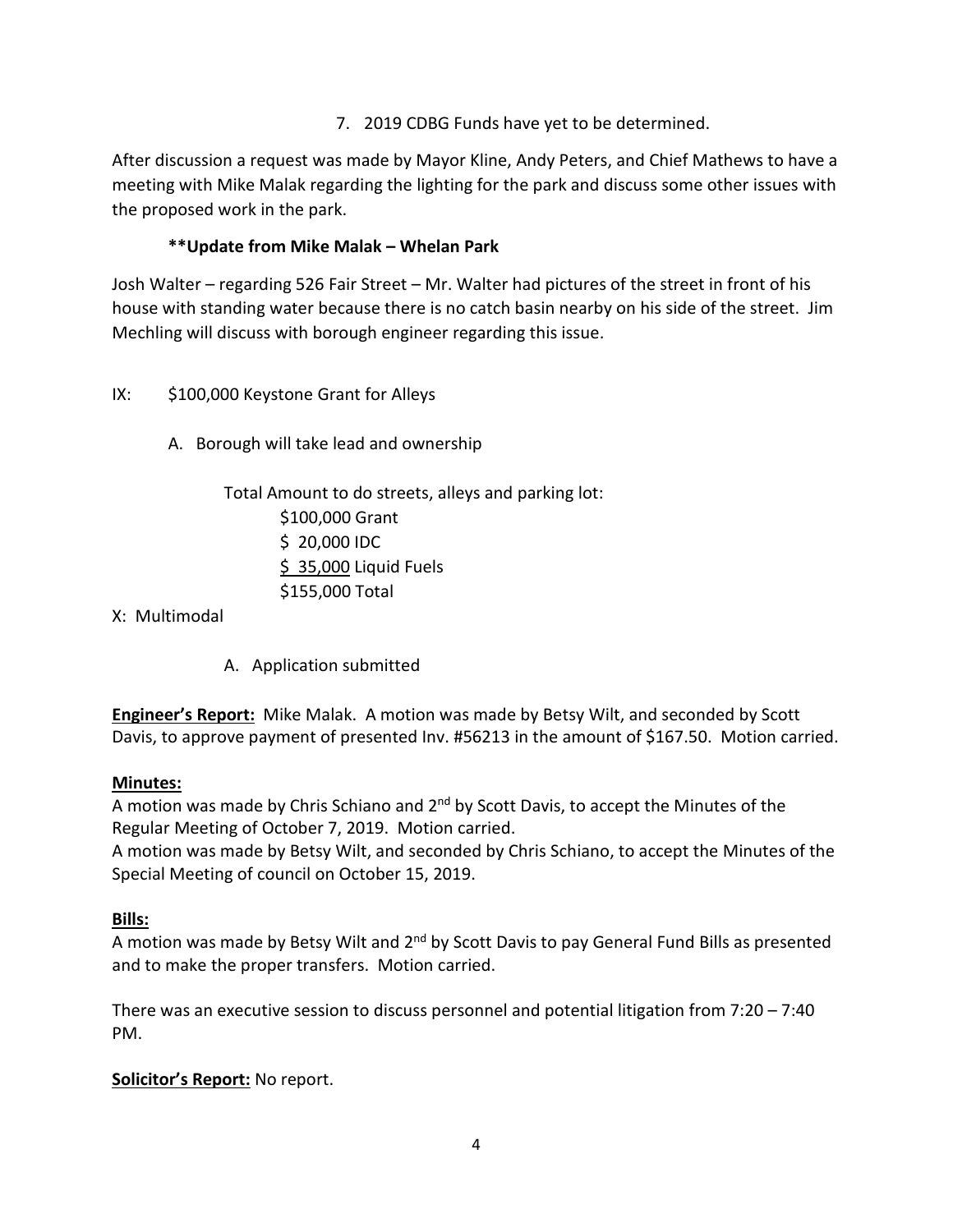7. 2019 CDBG Funds have yet to be determined.

After discussion a request was made by Mayor Kline, Andy Peters, and Chief Mathews to have a meeting with Mike Malak regarding the lighting for the park and discuss some other issues with the proposed work in the park.

**\*\*Update from Mike Malak – Whelan Park**

Josh Walter – regarding 526 Fair Street – Mr. Walter had pictures of the street in front of his house with standing water because there is no catch basin nearby on his side of the street. Jim Mechling will discuss with borough engineer regarding this issue.

IX: $100,000 Keystone Grant for Alleys

A. Borough will take lead and ownership

Total Amount to do streets, alleys and parking lot:
$100,000 Grant
$ 20,000 IDC
<u>$ 35,000</u> Liquid Fuels
$155,000 Total

X: Multimodal

A. Application submitted

**<u>Engineer's Report:</u>** Mike Malak. A motion was made by Betsy Wilt, and seconded by Scott Davis, to approve payment of presented Inv. #56213 in the amount of $167.50. Motion carried.

**<u>Minutes:</u>**
A motion was made by Chris Schiano and 2nd by Scott Davis, to accept the Minutes of the Regular Meeting of October 7, 2019. Motion carried.
A motion was made by Betsy Wilt, and seconded by Chris Schiano, to accept the Minutes of the Special Meeting of council on October 15, 2019.

**<u>Bills:</u>**
A motion was made by Betsy Wilt and 2nd by Scott Davis to pay General Fund Bills as presented and to make the proper transfers. Motion carried.

There was an executive session to discuss personnel and potential litigation from 7:20 – 7:40 PM.

**<u>Solicitor's Report:</u>** No report.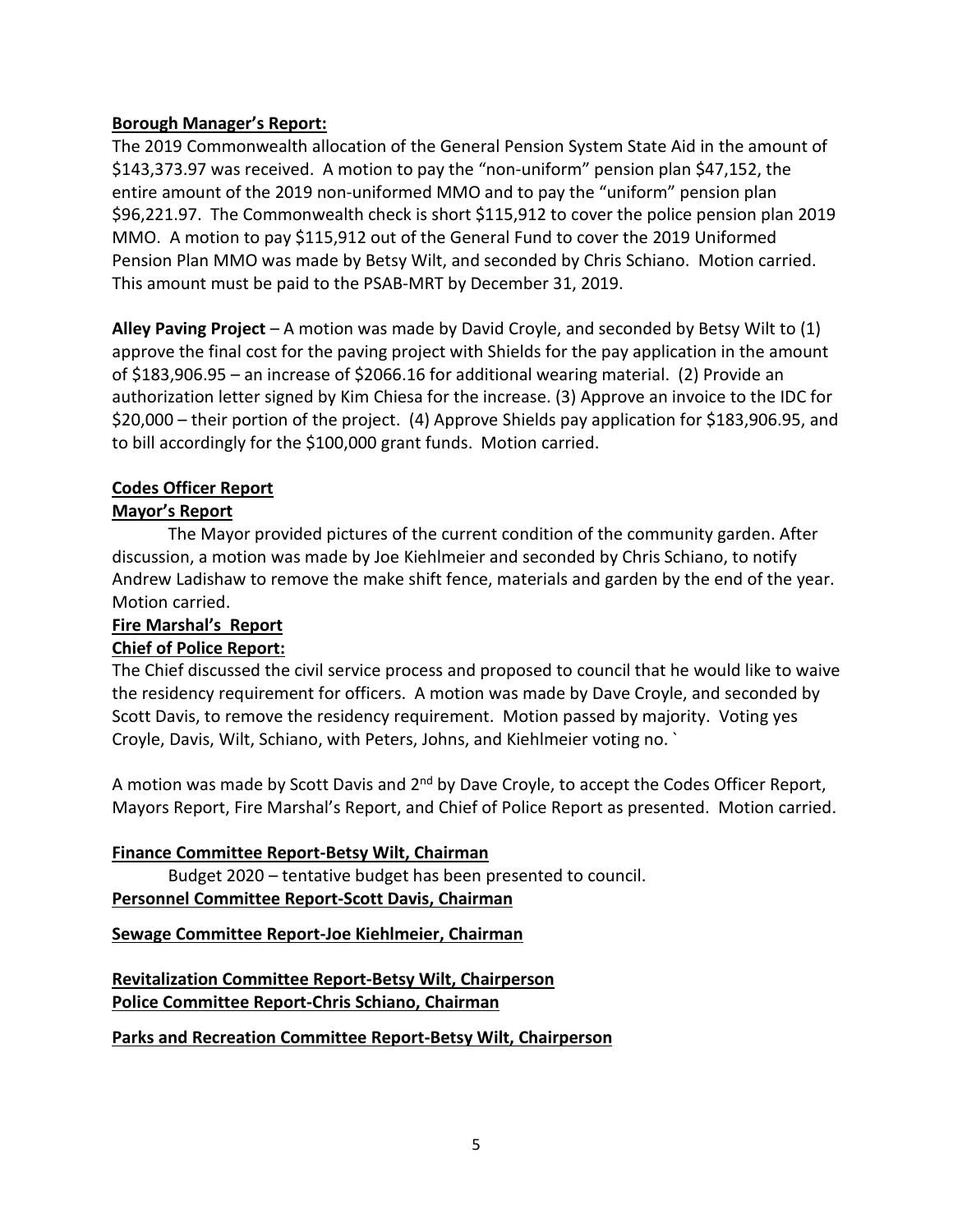**Borough Manager's Report:**

The 2019 Commonwealth allocation of the General Pension System State Aid in the amount of $143,373.97 was received. A motion to pay the "non-uniform" pension plan $47,152, the entire amount of the 2019 non-uniformed MMO and to pay the "uniform" pension plan $96,221.97. The Commonwealth check is short $115,912 to cover the police pension plan 2019 MMO. A motion to pay $115,912 out of the General Fund to cover the 2019 Uniformed Pension Plan MMO was made by Betsy Wilt, and seconded by Chris Schiano. Motion carried. This amount must be paid to the PSAB-MRT by December 31, 2019.

**Alley Paving Project** – A motion was made by David Croyle, and seconded by Betsy Wilt to (1) approve the final cost for the paving project with Shields for the pay application in the amount of $183,906.95 – an increase of $2066.16 for additional wearing material. (2) Provide an authorization letter signed by Kim Chiesa for the increase. (3) Approve an invoice to the IDC for $20,000 – their portion of the project. (4) Approve Shields pay application for $183,906.95, and to bill accordingly for the $100,000 grant funds. Motion carried.

**Codes Officer Report**

**Mayor's Report**

The Mayor provided pictures of the current condition of the community garden. After discussion, a motion was made by Joe Kiehlmeier and seconded by Chris Schiano, to notify Andrew Ladishaw to remove the make shift fence, materials and garden by the end of the year. Motion carried.

**Fire Marshal's Report**

**Chief of Police Report:**

The Chief discussed the civil service process and proposed to council that he would like to waive the residency requirement for officers. A motion was made by Dave Croyle, and seconded by Scott Davis, to remove the residency requirement. Motion passed by majority. Voting yes Croyle, Davis, Wilt, Schiano, with Peters, Johns, and Kiehlmeier voting no. `

A motion was made by Scott Davis and 2nd by Dave Croyle, to accept the Codes Officer Report, Mayors Report, Fire Marshal's Report, and Chief of Police Report as presented. Motion carried.

**Finance Committee Report-Betsy Wilt, Chairman**

Budget 2020 – tentative budget has been presented to council.

**Personnel Committee Report-Scott Davis, Chairman**

**Sewage Committee Report-Joe Kiehlmeier, Chairman**

**Revitalization Committee Report-Betsy Wilt, Chairperson**

**Police Committee Report-Chris Schiano, Chairman**

**Parks and Recreation Committee Report-Betsy Wilt, Chairperson**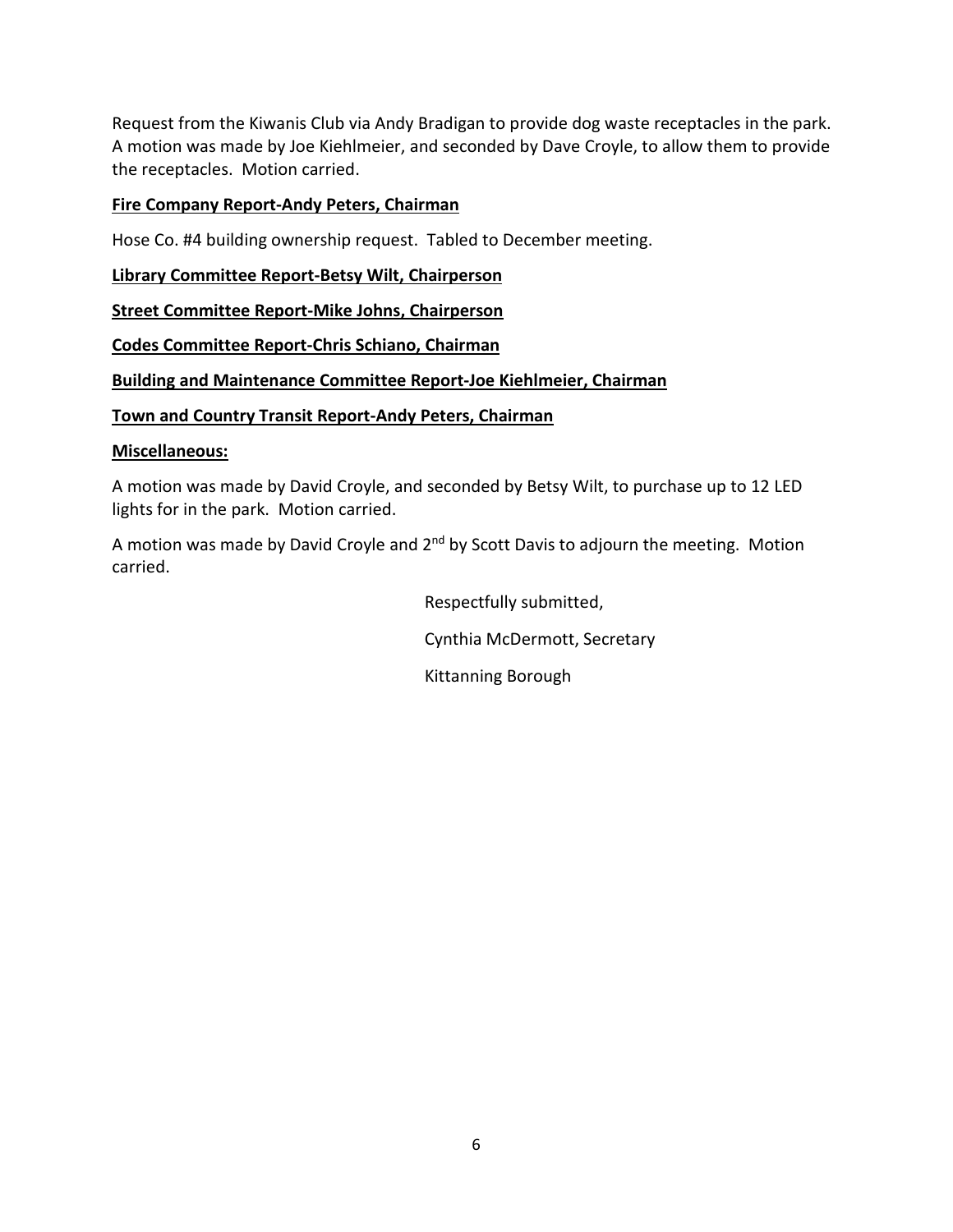Request from the Kiwanis Club via Andy Bradigan to provide dog waste receptacles in the park. A motion was made by Joe Kiehlmeier, and seconded by Dave Croyle, to allow them to provide the receptacles. Motion carried.

**Fire Company Report-Andy Peters, Chairman**

Hose Co. #4 building ownership request. Tabled to December meeting.

**Library Committee Report-Betsy Wilt, Chairperson**

**Street Committee Report-Mike Johns, Chairperson**

**Codes Committee Report-Chris Schiano, Chairman**

**Building and Maintenance Committee Report-Joe Kiehlmeier, Chairman**

**Town and Country Transit Report-Andy Peters, Chairman**

**Miscellaneous:**

A motion was made by David Croyle, and seconded by Betsy Wilt, to purchase up to 12 LED lights for in the park. Motion carried.

A motion was made by David Croyle and 2nd by Scott Davis to adjourn the meeting. Motion carried.

Respectfully submitted,

Cynthia McDermott, Secretary

Kittanning Borough